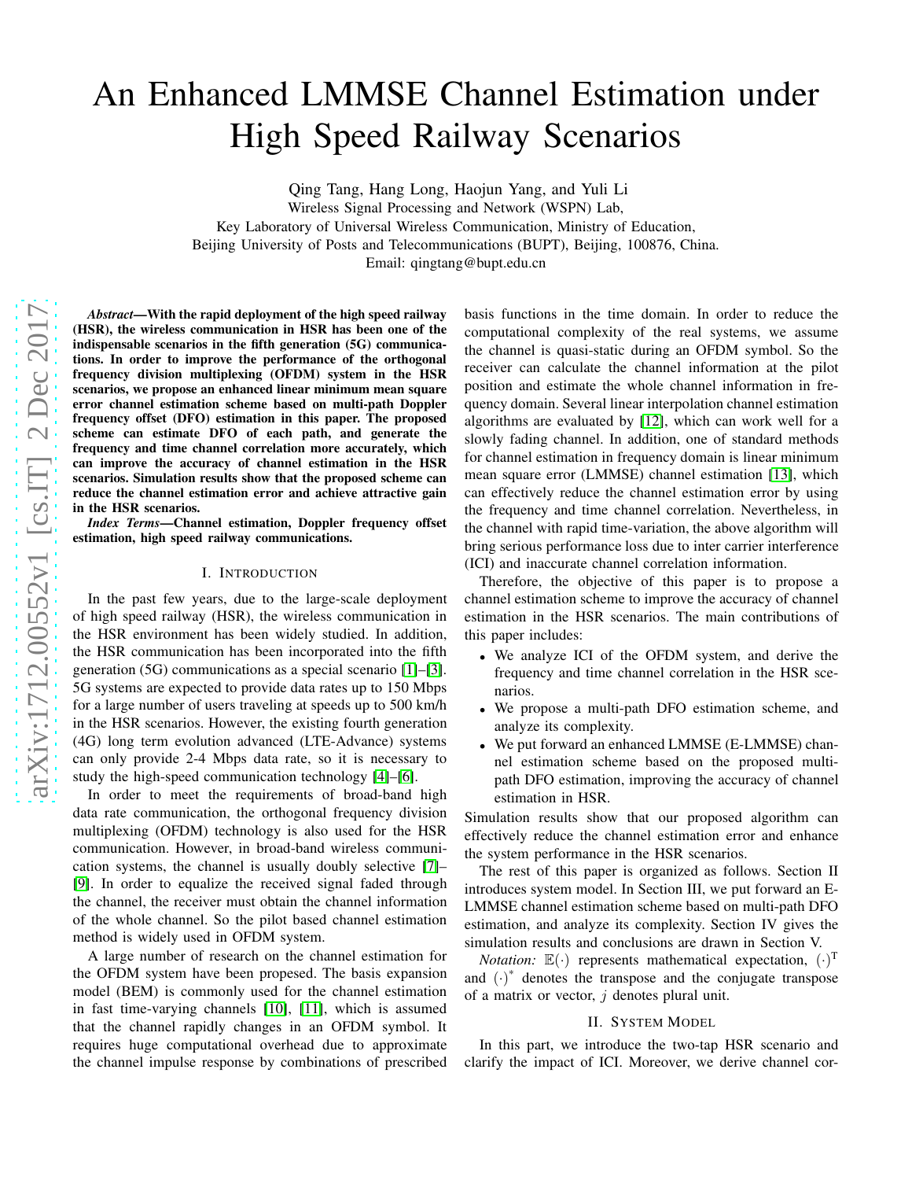# An Enhanced LMMSE Channel Estimation under High Speed Railway Scenarios

Qing Tang, Hang Long, Haojun Yang, and Yuli Li

Wireless Signal Processing and Network (WSPN) Lab,
Key Laboratory of Universal Wireless Communication, Ministry of Education,
Beijing University of Posts and Telecommunications (BUPT), Beijing, 100876, China.
Email: qingtang@bupt.edu.cn

***Abstract*—With the rapid deployment of the high speed railway (HSR), the wireless communication in HSR has been one of the indispensable scenarios in the fifth generation (5G) communications. In order to improve the performance of the orthogonal frequency division multiplexing (OFDM) system in the HSR scenarios, we propose an enhanced linear minimum mean square error channel estimation scheme based on multi-path Doppler frequency offset (DFO) estimation in this paper. The proposed scheme can estimate DFO of each path, and generate the frequency and time channel correlation more accurately, which can improve the accuracy of channel estimation in the HSR scenarios. Simulation results show that the proposed scheme can reduce the channel estimation error and achieve attractive gain in the HSR scenarios.**

***Index Terms*—Channel estimation, Doppler frequency offset estimation, high speed railway communications.**

## I. Introduction

In the past few years, due to the large-scale deployment of high speed railway (HSR), the wireless communication in the HSR environment has been widely studied. In addition, the HSR communication has been incorporated into the fifth generation (5G) communications as a special scenario [1]–[3]. 5G systems are expected to provide data rates up to 150 Mbps for a large number of users traveling at speeds up to 500 km/h in the HSR scenarios. However, the existing fourth generation (4G) long term evolution advanced (LTE-Advance) systems can only provide 2-4 Mbps data rate, so it is necessary to study the high-speed communication technology [4]–[6].

In order to meet the requirements of broad-band high data rate communication, the orthogonal frequency division multiplexing (OFDM) technology is also used for the HSR communication. However, in broad-band wireless communication systems, the channel is usually doubly selective [7]–[9]. In order to equalize the received signal faded through the channel, the receiver must obtain the channel information of the whole channel. So the pilot based channel estimation method is widely used in OFDM system.

A large number of research on the channel estimation for the OFDM system have been propesed. The basis expansion model (BEM) is commonly used for the channel estimation in fast time-varying channels [10], [11], which is assumed that the channel rapidly changes in an OFDM symbol. It requires huge computational overhead due to approximate the channel impulse response by combinations of prescribed basis functions in the time domain. In order to reduce the computational complexity of the real systems, we assume the channel is quasi-static during an OFDM symbol. So the receiver can calculate the channel information at the pilot position and estimate the whole channel information in frequency domain. Several linear interpolation channel estimation algorithms are evaluated by [12], which can work well for a slowly fading channel. In addition, one of standard methods for channel estimation in frequency domain is linear minimum mean square error (LMMSE) channel estimation [13], which can effectively reduce the channel estimation error by using the frequency and time channel correlation. Nevertheless, in the channel with rapid time-variation, the above algorithm will bring serious performance loss due to inter carrier interference (ICI) and inaccurate channel correlation information.

Therefore, the objective of this paper is to propose a channel estimation scheme to improve the accuracy of channel estimation in the HSR scenarios. The main contributions of this paper includes:

- We analyze ICI of the OFDM system, and derive the frequency and time channel correlation in the HSR scenarios.
- We propose a multi-path DFO estimation scheme, and analyze its complexity.
- We put forward an enhanced LMMSE (E-LMMSE) channel estimation scheme based on the proposed multi-path DFO estimation, improving the accuracy of channel estimation in HSR.

Simulation results show that our proposed algorithm can effectively reduce the channel estimation error and enhance the system performance in the HSR scenarios.

The rest of this paper is organized as follows. Section II introduces system model. In Section III, we put forward an E-LMMSE channel estimation scheme based on multi-path DFO estimation, and analyze its complexity. Section IV gives the simulation results and conclusions are drawn in Section V.

*Notation:* $\mathbb{E}(\cdot)$ represents mathematical expectation, $(\cdot)^{\mathrm{T}}$ and $(\cdot)^{*}$ denotes the transpose and the conjugate transpose of a matrix or vector, $j$ denotes plural unit.

## II. System Model

In this part, we introduce the two-tap HSR scenario and clarify the impact of ICI. Moreover, we derive channel cor-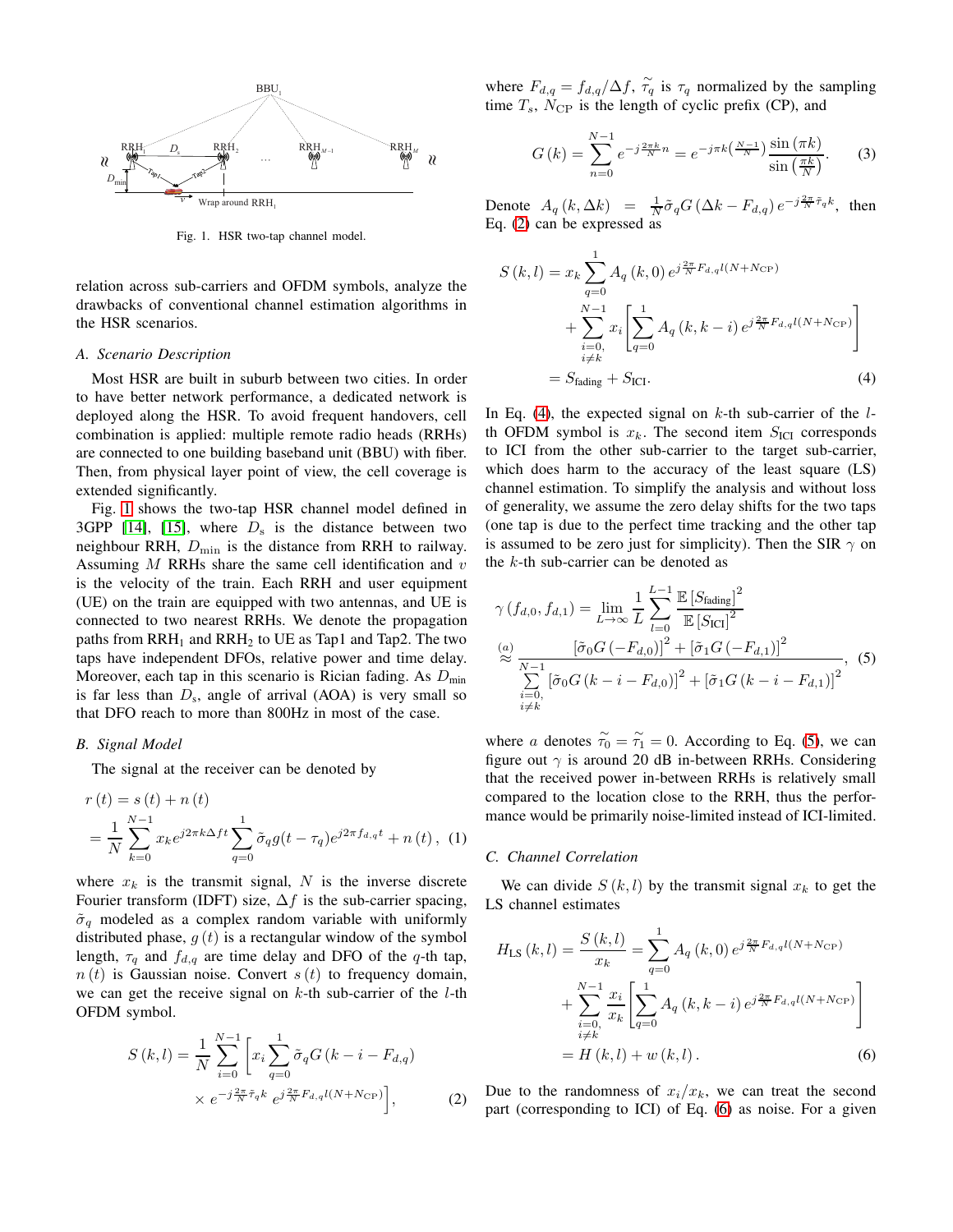Fig. 1. HSR two-tap channel model.

relation across sub-carriers and OFDM symbols, analyze the drawbacks of conventional channel estimation algorithms in the HSR scenarios.

### A. Scenario Description

Most HSR are built in suburb between two cities. In order to have better network performance, a dedicated network is deployed along the HSR. To avoid frequent handovers, cell combination is applied: multiple remote radio heads (RRHs) are connected to one building baseband unit (BBU) with fiber. Then, from physical layer point of view, the cell coverage is extended significantly.

Fig. 1 shows the two-tap HSR channel model defined in 3GPP [14], [15], where $D_{\rm s}$ is the distance between two neighbour RRH, $D_{\min}$ is the distance from RRH to railway. Assuming $M$ RRHs share the same cell identification and $v$ is the velocity of the train. Each RRH and user equipment (UE) on the train are equipped with two antennas, and UE is connected to two nearest RRHs. We denote the propagation paths from $\text{RRH}_1$ and $\text{RRH}_2$ to UE as Tap1 and Tap2. The two taps have independent DFOs, relative power and time delay. Moreover, each tap in this scenario is Rician fading. As $D_{\min}$ is far less than $D_{\rm s}$, angle of arrival (AOA) is very small so that DFO reach to more than 800Hz in most of the case.

### B. Signal Model

The signal at the receiver can be denoted by

$$
\begin{aligned}
r(t) &= s(t) + n(t) \\
&= \frac{1}{N}\sum_{k=0}^{N-1} x_k e^{j2\pi k\Delta f t}\sum_{q=0}^{1}\tilde{\sigma}_q g(t-\tau_q)e^{j2\pi f_{d,q}t} + n(t), \quad (1)
\end{aligned}
$$

where $x_k$ is the transmit signal, $N$ is the inverse discrete Fourier transform (IDFT) size, $\Delta f$ is the sub-carrier spacing, $\tilde{\sigma}_q$ modeled as a complex random variable with uniformly distributed phase, $g(t)$ is a rectangular window of the symbol length, $\tau_q$ and $f_{d,q}$ are time delay and DFO of the $q$-th tap, $n(t)$ is Gaussian noise. Convert $s(t)$ to frequency domain, we can get the receive signal on $k$-th sub-carrier of the $l$-th OFDM symbol.

$$
\begin{aligned}
S(k,l) = \frac{1}{N}\sum_{i=0}^{N-1}\Big[ & x_i\sum_{q=0}^{1}\tilde{\sigma}_q G(k-i-F_{d,q}) \\
& \times e^{-j\frac{2\pi}{N}\tilde{\tau}_q k}\, e^{j\frac{2\pi}{N}F_{d,q}l(N+N_{\rm CP})}\Big], \quad (2)
\end{aligned}
$$

where $F_{d,q} = f_{d,q}/\Delta f$, $\tilde{\tau}_q$ is $\tau_q$ normalized by the sampling time $T_s$, $N_{\rm CP}$ is the length of cyclic prefix (CP), and

$$
G(k) = \sum_{n=0}^{N-1} e^{-j\frac{2\pi k}{N}n} = e^{-j\pi k\left(\frac{N-1}{N}\right)}\frac{\sin(\pi k)}{\sin\left(\frac{\pi k}{N}\right)}. \quad (3)
$$

Denote $A_q(k,\Delta k) = \frac{1}{N}\tilde{\sigma}_q G(\Delta k - F_{d,q})e^{-j\frac{2\pi}{N}\tilde{\tau}_q k}$, then Eq. (2) can be expressed as

$$
\begin{aligned}
S(k,l) &= x_k\sum_{q=0}^{1}A_q(k,0)\,e^{j\frac{2\pi}{N}F_{d,q}l(N+N_{\rm CP})} \\
&\quad + \sum_{\substack{i=0,\\ i\neq k}}^{N-1} x_i\left[\sum_{q=0}^{1}A_q(k,k-i)\,e^{j\frac{2\pi}{N}F_{d,q}l(N+N_{\rm CP})}\right] \\
&= S_{\text{fading}} + S_{\text{ICI}}. \quad (4)
\end{aligned}
$$

In Eq. (4), the expected signal on $k$-th sub-carrier of the $l$-th OFDM symbol is $x_k$. The second item $S_{\text{ICI}}$ corresponds to ICI from the other sub-carrier to the target sub-carrier, which does harm to the accuracy of the least square (LS) channel estimation. To simplify the analysis and without loss of generality, we assume the zero delay shifts for the two taps (one tap is due to the perfect time tracking and the other tap is assumed to be zero just for simplicity). Then the SIR $\gamma$ on the $k$-th sub-carrier can be denoted as

$$
\begin{aligned}
\gamma(f_{d,0}, f_{d,1}) &= \lim_{L\to\infty}\frac{1}{L}\sum_{l=0}^{L-1}\frac{\mathbb{E}\left[S_{\text{fading}}\right]^2}{\mathbb{E}\left[S_{\text{ICI}}\right]^2} \\
&\overset{(a)}{\approx} \frac{\left[\tilde{\sigma}_0 G(-F_{d,0})\right]^2 + \left[\tilde{\sigma}_1 G(-F_{d,1})\right]^2}{\sum\limits_{\substack{i=0,\\ i\neq k}}^{N-1}\left[\tilde{\sigma}_0 G(k-i-F_{d,0})\right]^2 + \left[\tilde{\sigma}_1 G(k-i-F_{d,1})\right]^2}, \quad (5)
\end{aligned}
$$

where $a$ denotes $\tilde{\tau}_0 = \tilde{\tau}_1 = 0$. According to Eq. (5), we can figure out $\gamma$ is around 20 dB in-between RRHs. Considering that the received power in-between RRHs is relatively small compared to the location close to the RRH, thus the performance would be primarily noise-limited instead of ICI-limited.

### C. Channel Correlation

We can divide $S(k,l)$ by the transmit signal $x_k$ to get the LS channel estimates

$$
\begin{aligned}
H_{\rm LS}(k,l) &= \frac{S(k,l)}{x_k} = \sum_{q=0}^{1}A_q(k,0)\,e^{j\frac{2\pi}{N}F_{d,q}l(N+N_{\rm CP})} \\
&\quad + \sum_{\substack{i=0,\\ i\neq k}}^{N-1}\frac{x_i}{x_k}\left[\sum_{q=0}^{1}A_q(k,k-i)\,e^{j\frac{2\pi}{N}F_{d,q}l(N+N_{\rm CP})}\right] \\
&= H(k,l) + w(k,l). \quad (6)
\end{aligned}
$$

Due to the randomness of $x_i/x_k$, we can treat the second part (corresponding to ICI) of Eq. (6) as noise. For a given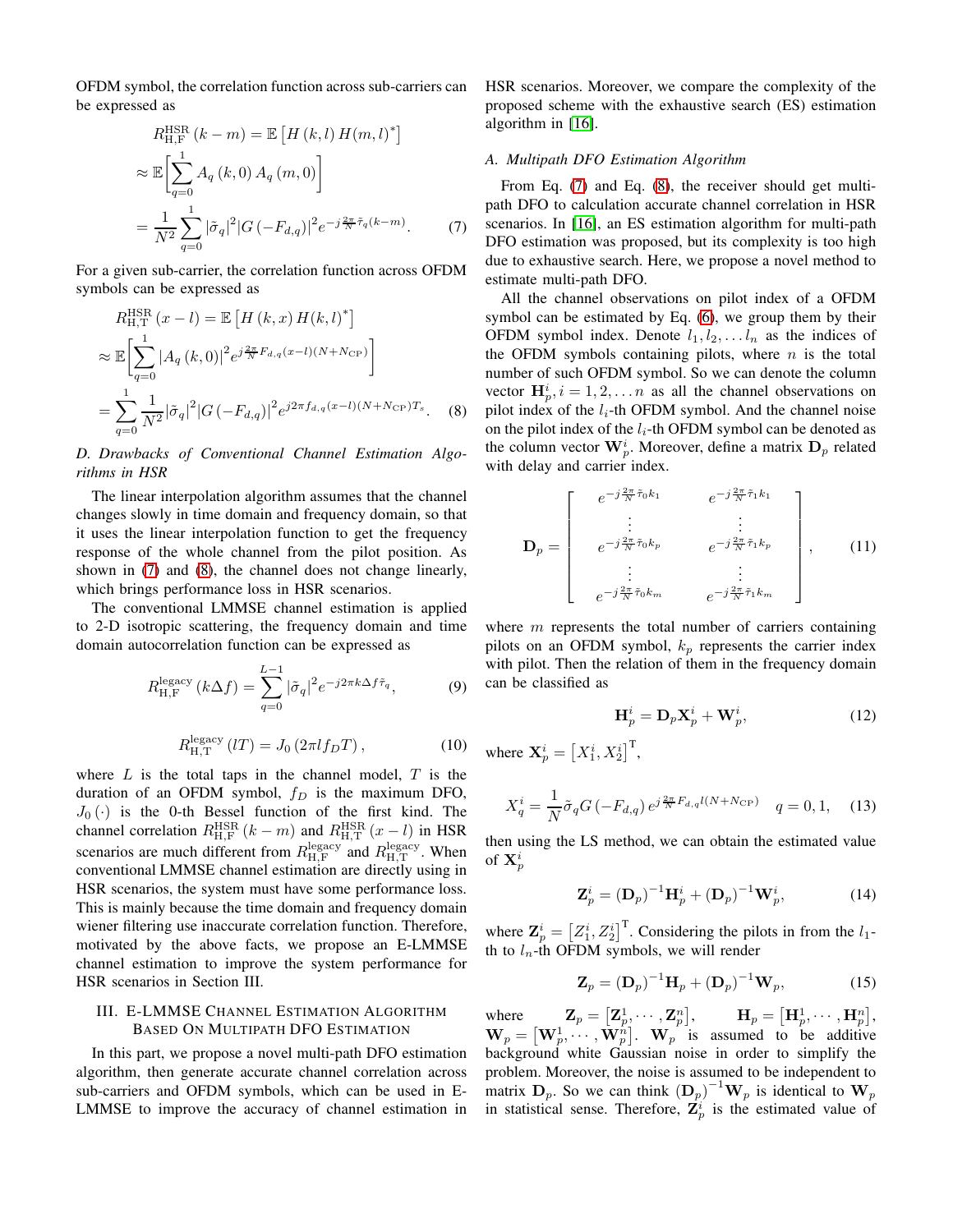OFDM symbol, the correlation function across sub-carriers can be expressed as

$$
\begin{aligned}
&R_{\mathrm{H,F}}^{\mathrm{HSR}}(k-m) = \mathbb{E}\left[H(k,l)\,H(m,l)^{*}\right] \\
&\approx \mathbb{E}\bigg[\sum_{q=0}^{1} A_q(k,0)\,A_q(m,0)\bigg] \\
&= \frac{1}{N^2}\sum_{q=0}^{1} |\tilde{\sigma}_q|^2 |G(-F_{d,q})|^2 e^{-j\frac{2\pi}{N}\tilde{\tau}_q(k-m)}. \qquad (7)
\end{aligned}
$$

For a given sub-carrier, the correlation function across OFDM symbols can be expressed as

$$
\begin{aligned}
&R_{\mathrm{H,T}}^{\mathrm{HSR}}(x-l) = \mathbb{E}\left[H(k,x)\,H(k,l)^{*}\right] \\
&\approx \mathbb{E}\bigg[\sum_{q=0}^{1} |A_q(k,0)|^2 e^{j\frac{2\pi}{N}F_{d,q}(x-l)(N+N_{\mathrm{CP}})}\bigg] \\
&= \sum_{q=0}^{1} \frac{1}{N^2}|\tilde{\sigma}_q|^2 |G(-F_{d,q})|^2 e^{j2\pi f_{d,q}(x-l)(N+N_{\mathrm{CP}})T_s}. \qquad (8)
\end{aligned}
$$

### D. Drawbacks of Conventional Channel Estimation Algorithms in HSR

The linear interpolation algorithm assumes that the channel changes slowly in time domain and frequency domain, so that it uses the linear interpolation function to get the frequency response of the whole channel from the pilot position. As shown in (7) and (8), the channel does not change linearly, which brings performance loss in HSR scenarios.

The conventional LMMSE channel estimation is applied to 2-D isotropic scattering, the frequency domain and time domain autocorrelation function can be expressed as

$$
R_{\mathrm{H,F}}^{\mathrm{legacy}}(k\Delta f) = \sum_{q=0}^{L-1} |\tilde{\sigma}_q|^2 e^{-j2\pi k\Delta f\tilde{\tau}_q}, \qquad (9)
$$

$$
R_{\mathrm{H,T}}^{\mathrm{legacy}}(lT) = J_0(2\pi l f_D T), \qquad (10)
$$

where $L$ is the total taps in the channel model, $T$ is the duration of an OFDM symbol, $f_D$ is the maximum DFO, $J_0(\cdot)$ is the 0-th Bessel function of the first kind. The channel correlation $R_{\mathrm{H,F}}^{\mathrm{HSR}}(k-m)$ and $R_{\mathrm{H,T}}^{\mathrm{HSR}}(x-l)$ in HSR scenarios are much different from $R_{\mathrm{H,F}}^{\mathrm{legacy}}$ and $R_{\mathrm{H,T}}^{\mathrm{legacy}}$. When conventional LMMSE channel estimation are directly using in HSR scenarios, the system must have some performance loss. This is mainly because the time domain and frequency domain wiener filtering use inaccurate correlation function. Therefore, motivated by the above facts, we propose an E-LMMSE channel estimation to improve the system performance for HSR scenarios in Section III.

## III. E-LMMSE Channel Estimation Algorithm Based On Multipath DFO Estimation

In this part, we propose a novel multi-path DFO estimation algorithm, then generate accurate channel correlation across sub-carriers and OFDM symbols, which can be used in E-LMMSE to improve the accuracy of channel estimation in HSR scenarios. Moreover, we compare the complexity of the proposed scheme with the exhaustive search (ES) estimation algorithm in [16].

### A. Multipath DFO Estimation Algorithm

From Eq. (7) and Eq. (8), the receiver should get multi-path DFO to calculation accurate channel correlation in HSR scenarios. In [16], an ES estimation algorithm for multi-path DFO estimation was proposed, but its complexity is too high due to exhaustive search. Here, we propose a novel method to estimate multi-path DFO.

All the channel observations on pilot index of a OFDM symbol can be estimated by Eq. (6), we group them by their OFDM symbol index. Denote $l_1, l_2, \ldots l_n$ as the indices of the OFDM symbols containing pilots, where $n$ is the total number of such OFDM symbol. So we can denote the column vector $\mathbf{H}_p^i, i = 1,2,\ldots n$ as all the channel observations on pilot index of the $l_i$-th OFDM symbol. And the channel noise on the pilot index of the $l_i$-th OFDM symbol can be denoted as the column vector $\mathbf{W}_p^i$. Moreover, define a matrix $\mathbf{D}_p$ related with delay and carrier index.

$$
\mathbf{D}_p = \begin{bmatrix}
e^{-j\frac{2\pi}{N}\tilde{\tau}_0 k_1} & e^{-j\frac{2\pi}{N}\tilde{\tau}_1 k_1} \\
\vdots & \vdots \\
e^{-j\frac{2\pi}{N}\tilde{\tau}_0 k_p} & e^{-j\frac{2\pi}{N}\tilde{\tau}_1 k_p} \\
\vdots & \vdots \\
e^{-j\frac{2\pi}{N}\tilde{\tau}_0 k_m} & e^{-j\frac{2\pi}{N}\tilde{\tau}_1 k_m}
\end{bmatrix}, \qquad (11)
$$

where $m$ represents the total number of carriers containing pilots on an OFDM symbol, $k_p$ represents the carrier index with pilot. Then the relation of them in the frequency domain can be classified as

$$
\mathbf{H}_p^i = \mathbf{D}_p\mathbf{X}_p^i + \mathbf{W}_p^i, \qquad (12)
$$

where $\mathbf{X}_p^i = \left[X_1^i, X_2^i\right]^{\mathrm{T}}$,

$$
X_q^i = \frac{1}{N}\tilde{\sigma}_q G(-F_{d,q})\, e^{j\frac{2\pi}{N}F_{d,q}l(N+N_{\mathrm{CP}})} \quad q = 0,1, \qquad (13)
$$

then using the LS method, we can obtain the estimated value of $\mathbf{X}_p^i$

$$
\mathbf{Z}_p^i = (\mathbf{D}_p)^{-1}\mathbf{H}_p^i + (\mathbf{D}_p)^{-1}\mathbf{W}_p^i, \qquad (14)
$$

where $\mathbf{Z}_p^i = \left[Z_1^i, Z_2^i\right]^{\mathrm{T}}$. Considering the pilots in from the $l_1$-th to $l_n$-th OFDM symbols, we will render

$$
\mathbf{Z}_p = (\mathbf{D}_p)^{-1}\mathbf{H}_p + (\mathbf{D}_p)^{-1}\mathbf{W}_p, \qquad (15)
$$

where $\mathbf{Z}_p = \left[\mathbf{Z}_p^1, \cdots, \mathbf{Z}_p^n\right]$, $\mathbf{H}_p = \left[\mathbf{H}_p^1, \cdots, \mathbf{H}_p^n\right]$, $\mathbf{W}_p = \left[\mathbf{W}_p^1, \cdots, \mathbf{W}_p^n\right]$. $\mathbf{W}_p$ is assumed to be additive background white Gaussian noise in order to simplify the problem. Moreover, the noise is assumed to be independent to matrix $\mathbf{D}_p$. So we can think $(\mathbf{D}_p)^{-1}\mathbf{W}_p$ is identical to $\mathbf{W}_p$ in statistical sense. Therefore, $\mathbf{Z}_p^i$ is the estimated value of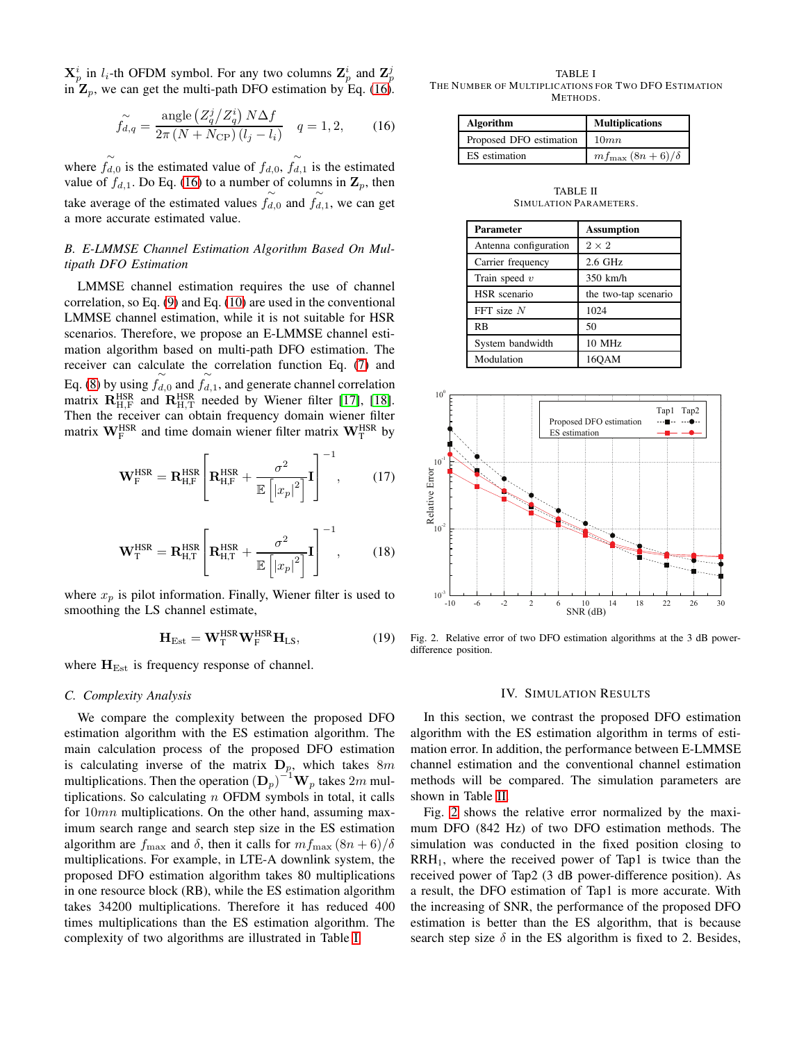$\mathbf{X}_p^i$ in $l_i$-th OFDM symbol. For any two columns $\mathbf{Z}_p^i$ and $\mathbf{Z}_p^j$ in $\mathbf{Z}_p$, we can get the multi-path DFO estimation by Eq. (16).

$$\tilde{f}_{d,q} = \frac{\text{angle}\left(Z_q^j / Z_q^i\right) N \Delta f}{2\pi \left(N + N_{\text{CP}}\right)\left(l_j - l_i\right)} \quad q = 1, 2, \tag{16}$$

where $\tilde{f}_{d,0}$ is the estimated value of $f_{d,0}$, $\tilde{f}_{d,1}$ is the estimated value of $f_{d,1}$. Do Eq. (16) to a number of columns in $\mathbf{Z}_p$, then take average of the estimated values $\tilde{f}_{d,0}$ and $\tilde{f}_{d,1}$, we can get a more accurate estimated value.

### *B. E-LMMSE Channel Estimation Algorithm Based On Multipath DFO Estimation*

LMMSE channel estimation requires the use of channel correlation, so Eq. (9) and Eq. (10) are used in the conventional LMMSE channel estimation, while it is not suitable for HSR scenarios. Therefore, we propose an E-LMMSE channel estimation algorithm based on multi-path DFO estimation. The receiver can calculate the correlation function Eq. (7) and Eq. (8) by using $\tilde{f}_{d,0}$ and $\tilde{f}_{d,1}$, and generate channel correlation matrix $\mathbf{R}_{\text{H,F}}^{\text{HSR}}$ and $\mathbf{R}_{\text{H,T}}^{\text{HSR}}$ needed by Wiener filter [17], [18]. Then the receiver can obtain frequency domain wiener filter matrix $\mathbf{W}_{\text{F}}^{\text{HSR}}$ and time domain wiener filter matrix $\mathbf{W}_{\text{T}}^{\text{HSR}}$ by

$$\mathbf{W}_{\text{F}}^{\text{HSR}} = \mathbf{R}_{\text{H,F}}^{\text{HSR}} \left[\mathbf{R}_{\text{H,F}}^{\text{HSR}} + \frac{\sigma^2}{\mathbb{E}\left[|x_p|^2\right]}\mathbf{I}\right]^{-1}, \tag{17}$$

$$\mathbf{W}_{\text{T}}^{\text{HSR}} = \mathbf{R}_{\text{H,T}}^{\text{HSR}} \left[\mathbf{R}_{\text{H,T}}^{\text{HSR}} + \frac{\sigma^2}{\mathbb{E}\left[|x_p|^2\right]}\mathbf{I}\right]^{-1}, \tag{18}$$

where $x_p$ is pilot information. Finally, Wiener filter is used to smoothing the LS channel estimate,

$$\mathbf{H}_{\text{Est}} = \mathbf{W}_{\text{T}}^{\text{HSR}} \mathbf{W}_{\text{F}}^{\text{HSR}} \mathbf{H}_{\text{LS}}, \tag{19}$$

where $\mathbf{H}_{\text{Est}}$ is frequency response of channel.

### *C. Complexity Analysis*

We compare the complexity between the proposed DFO estimation algorithm with the ES estimation algorithm. The main calculation process of the proposed DFO estimation is calculating inverse of the matrix $\mathbf{D}_p$, which takes $8m$ multiplications. Then the operation $(\mathbf{D}_p)^{-1}\mathbf{W}_p$ takes $2m$ multiplications. So calculating $n$ OFDM symbols in total, it calls for $10mn$ multiplications. On the other hand, assuming maximum search range and search step size in the ES estimation algorithm are $f_{\max}$ and $\delta$, then it calls for $mf_{\max}(8n+6)/\delta$ multiplications. For example, in LTE-A downlink system, the proposed DFO estimation algorithm takes 80 multiplications in one resource block (RB), while the ES estimation algorithm takes 34200 multiplications. Therefore it has reduced 400 times multiplications than the ES estimation algorithm. The complexity of two algorithms are illustrated in Table I.

TABLE I
THE NUMBER OF MULTIPLICATIONS FOR TWO DFO ESTIMATION METHODS.

| Algorithm | Multiplications |
|---|---|
| Proposed DFO estimation | $10mn$ |
| ES estimation | $mf_{\max}(8n+6)/\delta$ |

TABLE II
SIMULATION PARAMETERS.

| Parameter | Assumption |
|---|---|
| Antenna configuration | $2 \times 2$ |
| Carrier frequency | 2.6 GHz |
| Train speed $v$ | 350 km/h |
| HSR scenario | the two-tap scenario |
| FFT size $N$ | 1024 |
| RB | 50 |
| System bandwidth | 10 MHz |
| Modulation | 16QAM |

Fig. 2. Relative error of two DFO estimation algorithms at the 3 dB power-difference position.

## IV. SIMULATION RESULTS

In this section, we contrast the proposed DFO estimation algorithm with the ES estimation algorithm in terms of estimation error. In addition, the performance between E-LMMSE channel estimation and the conventional channel estimation methods will be compared. The simulation parameters are shown in Table II.

Fig. 2 shows the relative error normalized by the maximum DFO (842 Hz) of two DFO estimation methods. The simulation was conducted in the fixed position closing to $\text{RRH}_1$, where the received power of Tap1 is twice than the received power of Tap2 (3 dB power-difference position). As a result, the DFO estimation of Tap1 is more accurate. With the increasing of SNR, the performance of the proposed DFO estimation is better than the ES algorithm, that is because search step size $\delta$ in the ES algorithm is fixed to 2. Besides,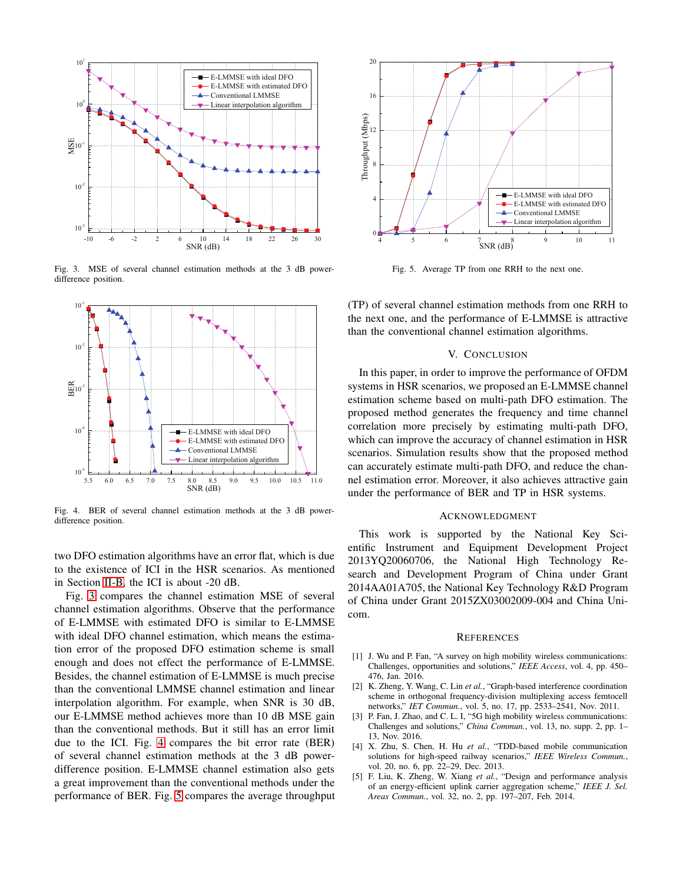Fig. 3. MSE of several channel estimation methods at the 3 dB power-difference position.

Fig. 4. BER of several channel estimation methods at the 3 dB power-difference position.

Fig. 5. Average TP from one RRH to the next one.

two DFO estimation algorithms have an error flat, which is due to the existence of ICI in the HSR scenarios. As mentioned in Section II-B, the ICI is about -20 dB.

Fig. 3 compares the channel estimation MSE of several channel estimation algorithms. Observe that the performance of E-LMMSE with estimated DFO is similar to E-LMMSE with ideal DFO channel estimation, which means the estimation error of the proposed DFO estimation scheme is small enough and does not effect the performance of E-LMMSE. Besides, the channel estimation of E-LMMSE is much precise than the conventional LMMSE channel estimation and linear interpolation algorithm. For example, when SNR is 30 dB, our E-LMMSE method achieves more than 10 dB MSE gain than the conventional methods. But it still has an error limit due to the ICI. Fig. 4 compares the bit error rate (BER) of several channel estimation methods at the 3 dB power-difference position. E-LMMSE channel estimation also gets a great improvement than the conventional methods under the performance of BER. Fig. 5 compares the average throughput (TP) of several channel estimation methods from one RRH to the next one, and the performance of E-LMMSE is attractive than the conventional channel estimation algorithms.

## V. Conclusion

In this paper, in order to improve the performance of OFDM systems in HSR scenarios, we proposed an E-LMMSE channel estimation scheme based on multi-path DFO estimation. The proposed method generates the frequency and time channel correlation more precisely by estimating multi-path DFO, which can improve the accuracy of channel estimation in HSR scenarios. Simulation results show that the proposed method can accurately estimate multi-path DFO, and reduce the channel estimation error. Moreover, it also achieves attractive gain under the performance of BER and TP in HSR systems.

## Acknowledgment

This work is supported by the National Key Scientific Instrument and Equipment Development Project 2013YQ20060706, the National High Technology Research and Development Program of China under Grant 2014AA01A705, the National Key Technology R&D Program of China under Grant 2015ZX03002009-004 and China Unicom.

## References

[1] J. Wu and P. Fan, "A survey on high mobility wireless communications: Challenges, opportunities and solutions," *IEEE Access*, vol. 4, pp. 450–476, Jan. 2016.

[2] K. Zheng, Y. Wang, C. Lin *et al.*, "Graph-based interference coordination scheme in orthogonal frequency-division multiplexing access femtocell networks," *IET Commun.*, vol. 5, no. 17, pp. 2533–2541, Nov. 2011.

[3] P. Fan, J. Zhao, and C. L. I, "5G high mobility wireless communications: Challenges and solutions," *China Commun.*, vol. 13, no. supp. 2, pp. 1–13, Nov. 2016.

[4] X. Zhu, S. Chen, H. Hu *et al.*, "TDD-based mobile communication solutions for high-speed railway scenarios," *IEEE Wireless Commun.*, vol. 20, no. 6, pp. 22–29, Dec. 2013.

[5] F. Liu, K. Zheng, W. Xiang *et al.*, "Design and performance analysis of an energy-efficient uplink carrier aggregation scheme," *IEEE J. Sel. Areas Commun.*, vol. 32, no. 2, pp. 197–207, Feb. 2014.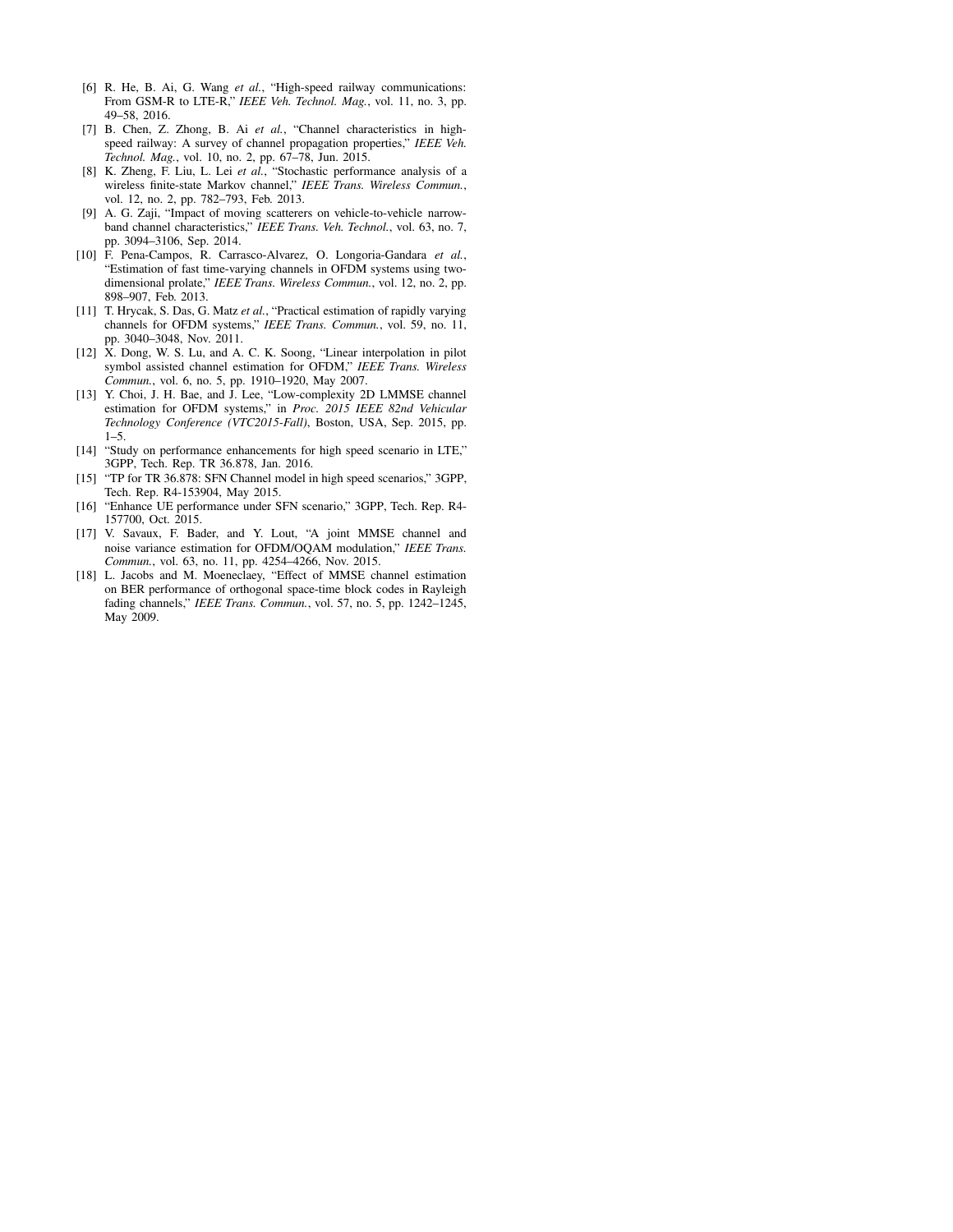[6] R. He, B. Ai, G. Wang *et al.*, "High-speed railway communications: From GSM-R to LTE-R," *IEEE Veh. Technol. Mag.*, vol. 11, no. 3, pp. 49–58, 2016.

[7] B. Chen, Z. Zhong, B. Ai *et al.*, "Channel characteristics in high-speed railway: A survey of channel propagation properties," *IEEE Veh. Technol. Mag.*, vol. 10, no. 2, pp. 67–78, Jun. 2015.

[8] K. Zheng, F. Liu, L. Lei *et al.*, "Stochastic performance analysis of a wireless finite-state Markov channel," *IEEE Trans. Wireless Commun.*, vol. 12, no. 2, pp. 782–793, Feb. 2013.

[9] A. G. Zaji, "Impact of moving scatterers on vehicle-to-vehicle narrow-band channel characteristics," *IEEE Trans. Veh. Technol.*, vol. 63, no. 7, pp. 3094–3106, Sep. 2014.

[10] F. Pena-Campos, R. Carrasco-Alvarez, O. Longoria-Gandara *et al.*, "Estimation of fast time-varying channels in OFDM systems using two-dimensional prolate," *IEEE Trans. Wireless Commun.*, vol. 12, no. 2, pp. 898–907, Feb. 2013.

[11] T. Hrycak, S. Das, G. Matz *et al.*, "Practical estimation of rapidly varying channels for OFDM systems," *IEEE Trans. Commun.*, vol. 59, no. 11, pp. 3040–3048, Nov. 2011.

[12] X. Dong, W. S. Lu, and A. C. K. Soong, "Linear interpolation in pilot symbol assisted channel estimation for OFDM," *IEEE Trans. Wireless Commun.*, vol. 6, no. 5, pp. 1910–1920, May 2007.

[13] Y. Choi, J. H. Bae, and J. Lee, "Low-complexity 2D LMMSE channel estimation for OFDM systems," in *Proc. 2015 IEEE 82nd Vehicular Technology Conference (VTC2015-Fall)*, Boston, USA, Sep. 2015, pp. 1–5.

[14] "Study on performance enhancements for high speed scenario in LTE," 3GPP, Tech. Rep. TR 36.878, Jan. 2016.

[15] "TP for TR 36.878: SFN Channel model in high speed scenarios," 3GPP, Tech. Rep. R4-153904, May 2015.

[16] "Enhance UE performance under SFN scenario," 3GPP, Tech. Rep. R4-157700, Oct. 2015.

[17] V. Savaux, F. Bader, and Y. Lout, "A joint MMSE channel and noise variance estimation for OFDM/OQAM modulation," *IEEE Trans. Commun.*, vol. 63, no. 11, pp. 4254–4266, Nov. 2015.

[18] L. Jacobs and M. Moeneclaey, "Effect of MMSE channel estimation on BER performance of orthogonal space-time block codes in Rayleigh fading channels," *IEEE Trans. Commun.*, vol. 57, no. 5, pp. 1242–1245, May 2009.